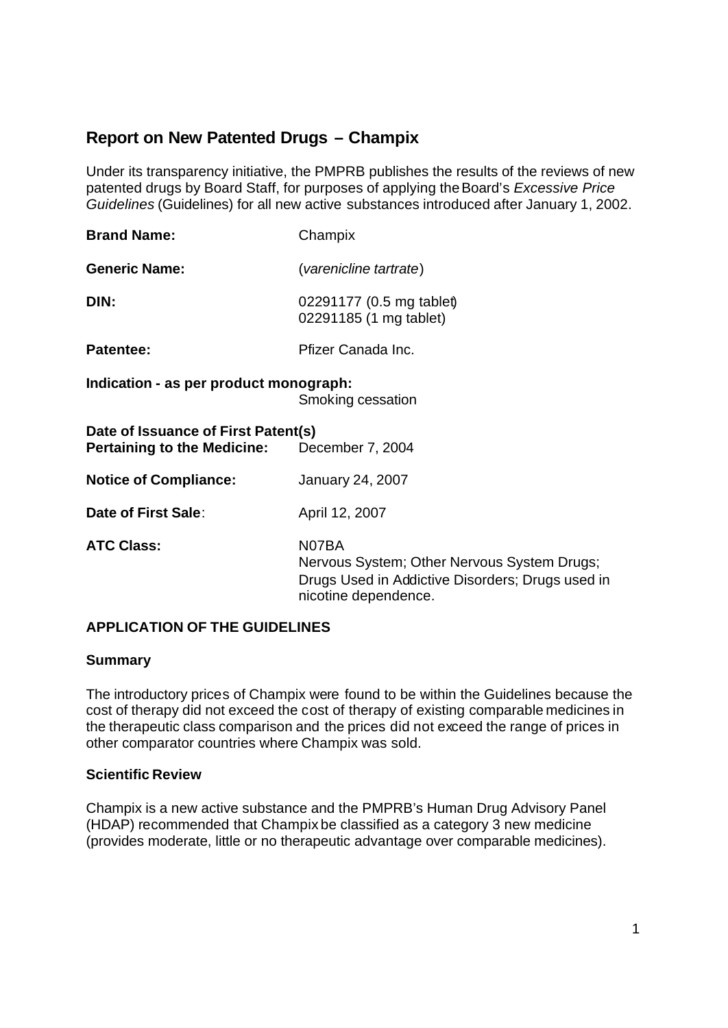# Report on New Patented Drugs – Champix

Under its transparency initiative, the PMPRB publishes the results of the reviews of new patented drugs by Board Staff, for purposes of applying the Board's *Excessive Price Guidelines* (Guidelines) for all new active substances introduced after January 1, 2002.

**Brand Name:** Champix

**Generic Name:** (*varenicline tartrate*)

**DIN:** 02291177 (0.5 mg tablet)
02291185 (1 mg tablet)

**Patentee:** Pfizer Canada Inc.

**Indication - as per product monograph:**
Smoking cessation

**Date of Issuance of First Patent(s) Pertaining to the Medicine:** December 7, 2004

**Notice of Compliance:** January 24, 2007

**Date of First Sale**: April 12, 2007

**ATC Class:** N07BA
Nervous System; Other Nervous System Drugs; Drugs Used in Addictive Disorders; Drugs used in nicotine dependence.

## APPLICATION OF THE GUIDELINES

### Summary

The introductory prices of Champix were found to be within the Guidelines because the cost of therapy did not exceed the cost of therapy of existing comparable medicines in the therapeutic class comparison and the prices did not exceed the range of prices in other comparator countries where Champix was sold.

### Scientific Review

Champix is a new active substance and the PMPRB's Human Drug Advisory Panel (HDAP) recommended that Champix be classified as a category 3 new medicine (provides moderate, little or no therapeutic advantage over comparable medicines).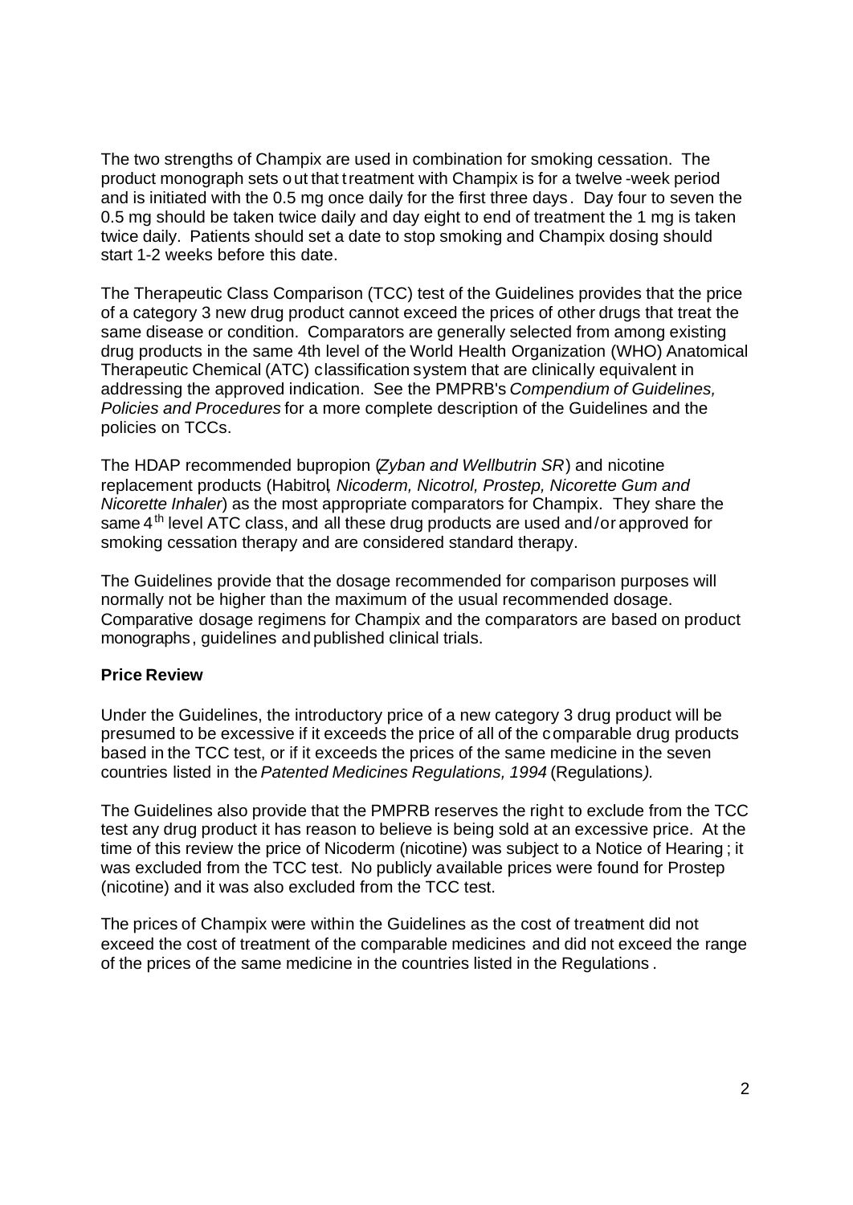The two strengths of Champix are used in combination for smoking cessation. The product monograph sets out that treatment with Champix is for a twelve-week period and is initiated with the 0.5 mg once daily for the first three days. Day four to seven the 0.5 mg should be taken twice daily and day eight to end of treatment the 1 mg is taken twice daily. Patients should set a date to stop smoking and Champix dosing should start 1-2 weeks before this date.

The Therapeutic Class Comparison (TCC) test of the Guidelines provides that the price of a category 3 new drug product cannot exceed the prices of other drugs that treat the same disease or condition. Comparators are generally selected from among existing drug products in the same 4th level of the World Health Organization (WHO) Anatomical Therapeutic Chemical (ATC) classification system that are clinically equivalent in addressing the approved indication. See the PMPRB's *Compendium of Guidelines, Policies and Procedures* for a more complete description of the Guidelines and the policies on TCCs.

The HDAP recommended bupropion (*Zyban and Wellbutrin SR*) and nicotine replacement products (Habitrol, *Nicoderm, Nicotrol, Prostep, Nicorette Gum and Nicorette Inhaler*) as the most appropriate comparators for Champix. They share the same 4th level ATC class, and all these drug products are used and/or approved for smoking cessation therapy and are considered standard therapy.

The Guidelines provide that the dosage recommended for comparison purposes will normally not be higher than the maximum of the usual recommended dosage. Comparative dosage regimens for Champix and the comparators are based on product monographs, guidelines and published clinical trials.

**Price Review**

Under the Guidelines, the introductory price of a new category 3 drug product will be presumed to be excessive if it exceeds the price of all of the comparable drug products based in the TCC test, or if it exceeds the prices of the same medicine in the seven countries listed in the *Patented Medicines Regulations, 1994* (Regulations*).*

The Guidelines also provide that the PMPRB reserves the right to exclude from the TCC test any drug product it has reason to believe is being sold at an excessive price. At the time of this review the price of Nicoderm (nicotine) was subject to a Notice of Hearing; it was excluded from the TCC test. No publicly available prices were found for Prostep (nicotine) and it was also excluded from the TCC test.

The prices of Champix were within the Guidelines as the cost of treatment did not exceed the cost of treatment of the comparable medicines and did not exceed the range of the prices of the same medicine in the countries listed in the Regulations.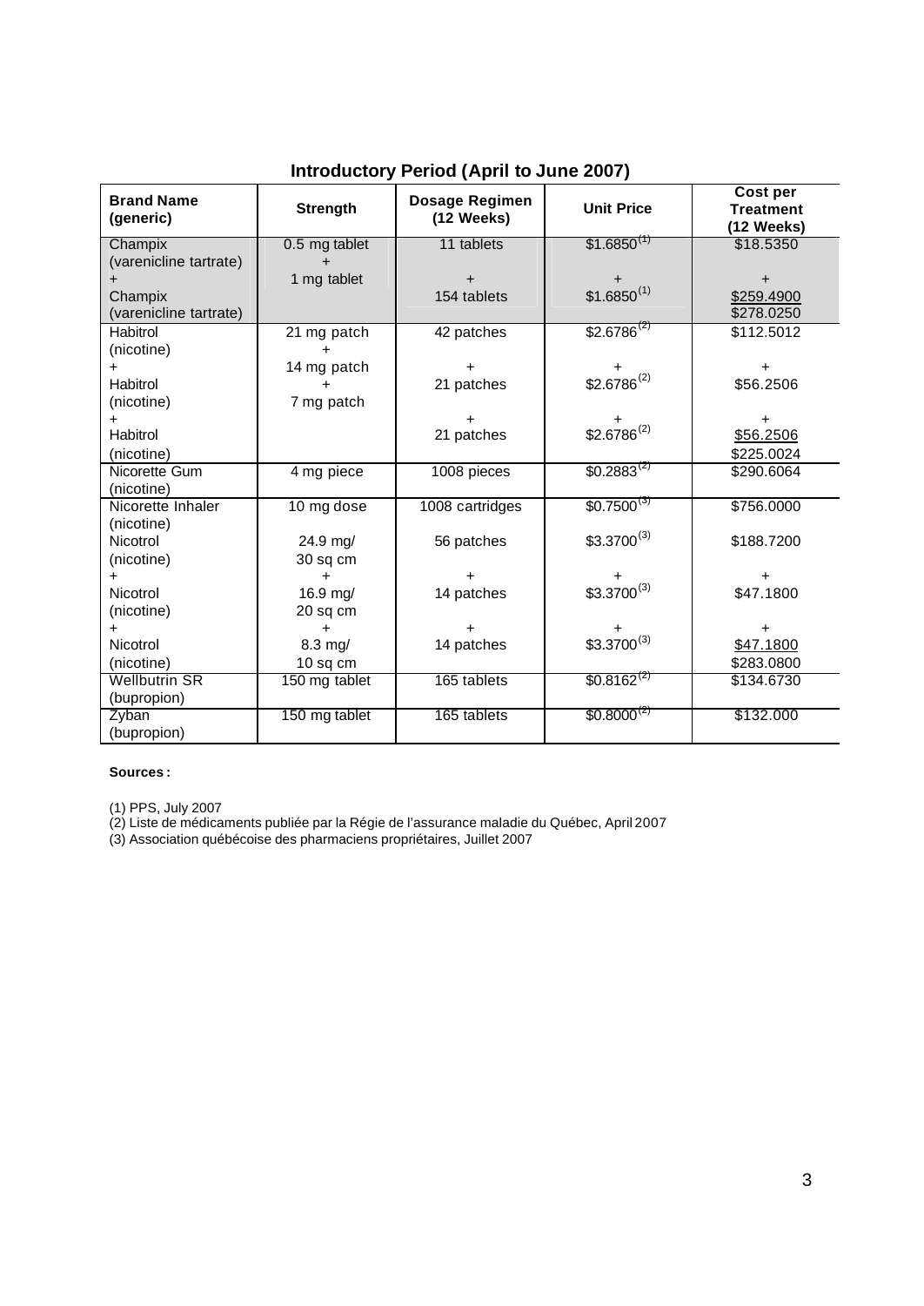### Introductory Period (April to June 2007)

| Brand Name (generic) | Strength | Dosage Regimen (12 Weeks) | Unit Price | Cost per Treatment (12 Weeks) |
|---|---|---|---|---|
| Champix (varenicline tartrate) + Champix (varenicline tartrate) | 0.5 mg tablet + 1 mg tablet | 11 tablets + 154 tablets | \$1.6850 [1] + \$1.6850 [1] | \$18.5350 + \$259.4900 \$278.0250 |
| Habitrol (nicotine) + Habitrol (nicotine) + Habitrol (nicotine) | 21 mg patch + 14 mg patch + 7 mg patch | 42 patches + 21 patches + 21 patches | \$2.6786 [2] + \$2.6786 [2] + \$2.6786 [2] | \$112.5012 + \$56.2506 + \$56.2506 \$225.0024 |
| Nicorette Gum (nicotine) | 4 mg piece | 1008 pieces | \$0.2883 [2] | \$290.6064 |
| Nicorette Inhaler (nicotine) | 10 mg dose | 1008 cartridges | \$0.7500 [3] | \$756.0000 |
| Nicotrol (nicotine) + Nicotrol (nicotine) + Nicotrol (nicotine) | 24.9 mg/ 30 sq cm + 16.9 mg/ 20 sq cm + 8.3 mg/ 10 sq cm | 56 patches + 14 patches + 14 patches | \$3.3700 [3] + \$3.3700 [3] + \$3.3700 [3] | \$188.7200 + \$47.1800 + \$47.1800 \$283.0800 |
| Wellbutrin SR (bupropion) | 150 mg tablet | 165 tablets | \$0.8162 [2] | \$134.6730 |
| Zyban (bupropion) | 150 mg tablet | 165 tablets | \$0.8000 [2] | \$132.000 |

**Sources :**

(1) PPS, July 2007
(2) Liste de médicaments publiée par la Régie de l'assurance maladie du Québec, April 2007
(3) Association québécoise des pharmaciens propriétaires, Juillet 2007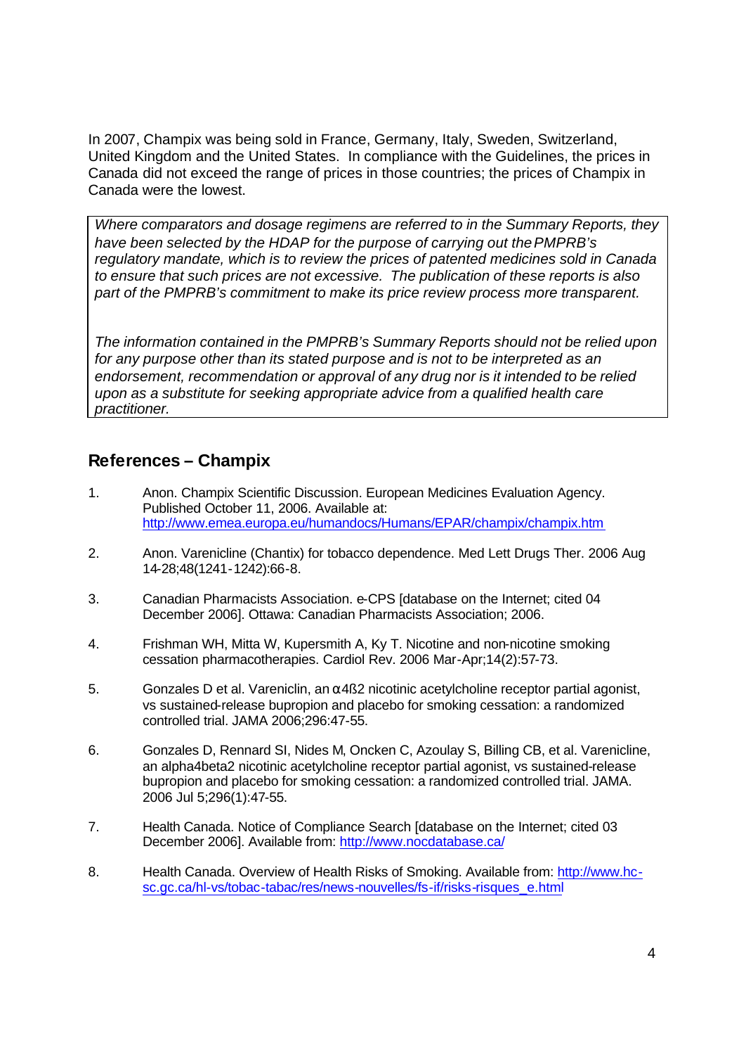In 2007, Champix was being sold in France, Germany, Italy, Sweden, Switzerland, United Kingdom and the United States. In compliance with the Guidelines, the prices in Canada did not exceed the range of prices in those countries; the prices of Champix in Canada were the lowest.

*Where comparators and dosage regimens are referred to in the Summary Reports, they have been selected by the HDAP for the purpose of carrying out the PMPRB's regulatory mandate, which is to review the prices of patented medicines sold in Canada to ensure that such prices are not excessive. The publication of these reports is also part of the PMPRB's commitment to make its price review process more transparent.*

*The information contained in the PMPRB's Summary Reports should not be relied upon for any purpose other than its stated purpose and is not to be interpreted as an endorsement, recommendation or approval of any drug nor is it intended to be relied upon as a substitute for seeking appropriate advice from a qualified health care practitioner.*

## References – Champix

1. Anon. Champix Scientific Discussion. European Medicines Evaluation Agency. Published October 11, 2006. Available at: http://www.emea.europa.eu/humandocs/Humans/EPAR/champix/champix.htm

2. Anon. Varenicline (Chantix) for tobacco dependence. Med Lett Drugs Ther. 2006 Aug 14-28;48(1241-1242):66-8.

3. Canadian Pharmacists Association. e-CPS [database on the Internet; cited 04 December 2006]. Ottawa: Canadian Pharmacists Association; 2006.

4. Frishman WH, Mitta W, Kupersmith A, Ky T. Nicotine and non-nicotine smoking cessation pharmacotherapies. Cardiol Rev. 2006 Mar-Apr;14(2):57-73.

5. Gonzales D et al. Vareniclin, an $\alpha 4\beta 2$ nicotinic acetylcholine receptor partial agonist, vs sustained-release bupropion and placebo for smoking cessation: a randomized controlled trial. JAMA 2006;296:47-55.

6. Gonzales D, Rennard SI, Nides M, Oncken C, Azoulay S, Billing CB, et al. Varenicline, an alpha4beta2 nicotinic acetylcholine receptor partial agonist, vs sustained-release bupropion and placebo for smoking cessation: a randomized controlled trial. JAMA. 2006 Jul 5;296(1):47-55.

7. Health Canada. Notice of Compliance Search [database on the Internet; cited 03 December 2006]. Available from: http://www.nocdatabase.ca/

8. Health Canada. Overview of Health Risks of Smoking. Available from: http://www.hc-sc.gc.ca/hl-vs/tobac-tabac/res/news-nouvelles/fs-if/risks-risques_e.html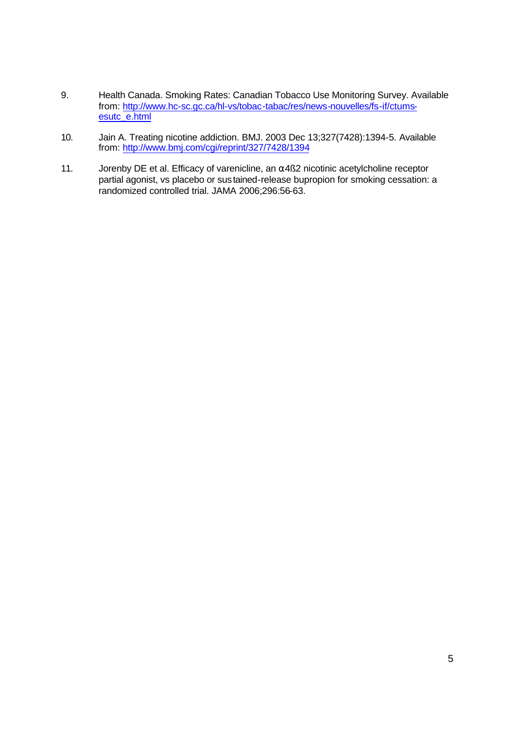9. Health Canada. Smoking Rates: Canadian Tobacco Use Monitoring Survey. Available from: http://www.hc-sc.gc.ca/hl-vs/tobac-tabac/res/news-nouvelles/fs-if/ctums-esutc_e.html

10. Jain A. Treating nicotine addiction. BMJ. 2003 Dec 13;327(7428):1394-5. Available from: http://www.bmj.com/cgi/reprint/327/7428/1394

11. Jorenby DE et al. Efficacy of varenicline, an α4ß2 nicotinic acetylcholine receptor partial agonist, vs placebo or sustained-release bupropion for smoking cessation: a randomized controlled trial. JAMA 2006;296:56-63.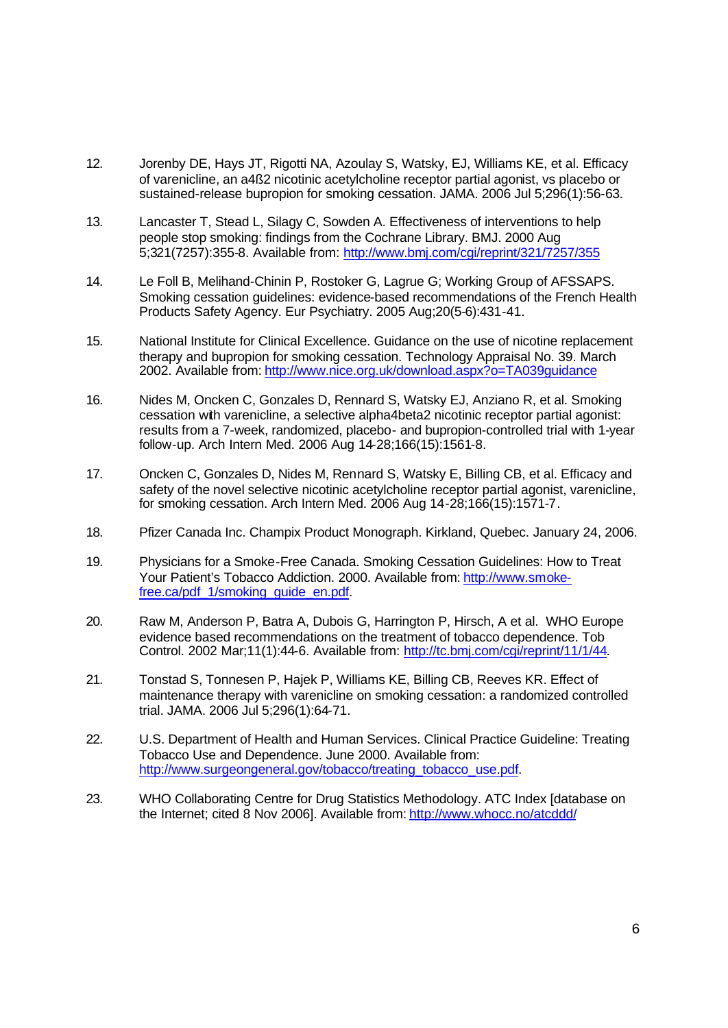12. Jorenby DE, Hays JT, Rigotti NA, Azoulay S, Watsky, EJ, Williams KE, et al. Efficacy of varenicline, an a4ß2 nicotinic acetylcholine receptor partial agonist, vs placebo or sustained-release bupropion for smoking cessation. JAMA. 2006 Jul 5;296(1):56-63.

13. Lancaster T, Stead L, Silagy C, Sowden A. Effectiveness of interventions to help people stop smoking: findings from the Cochrane Library. BMJ. 2000 Aug 5;321(7257):355-8. Available from: http://www.bmj.com/cgi/reprint/321/7257/355

14. Le Foll B, Melihand-Chinin P, Rostoker G, Lagrue G; Working Group of AFSSAPS. Smoking cessation guidelines: evidence-based recommendations of the French Health Products Safety Agency. Eur Psychiatry. 2005 Aug;20(5-6):431-41.

15. National Institute for Clinical Excellence. Guidance on the use of nicotine replacement therapy and bupropion for smoking cessation. Technology Appraisal No. 39. March 2002. Available from: http://www.nice.org.uk/download.aspx?o=TA039guidance

16. Nides M, Oncken C, Gonzales D, Rennard S, Watsky EJ, Anziano R, et al. Smoking cessation with varenicline, a selective alpha4beta2 nicotinic receptor partial agonist: results from a 7-week, randomized, placebo- and bupropion-controlled trial with 1-year follow-up. Arch Intern Med. 2006 Aug 14-28;166(15):1561-8.

17. Oncken C, Gonzales D, Nides M, Rennard S, Watsky E, Billing CB, et al. Efficacy and safety of the novel selective nicotinic acetylcholine receptor partial agonist, varenicline, for smoking cessation. Arch Intern Med. 2006 Aug 14-28;166(15):1571-7.

18. Pfizer Canada Inc. Champix Product Monograph. Kirkland, Quebec. January 24, 2006.

19. Physicians for a Smoke-Free Canada. Smoking Cessation Guidelines: How to Treat Your Patient's Tobacco Addiction. 2000. Available from: http://www.smoke-free.ca/pdf_1/smoking_guide_en.pdf.

20. Raw M, Anderson P, Batra A, Dubois G, Harrington P, Hirsch, A et al. WHO Europe evidence based recommendations on the treatment of tobacco dependence. Tob Control. 2002 Mar;11(1):44-6. Available from: http://tc.bmj.com/cgi/reprint/11/1/44.

21. Tonstad S, Tonnesen P, Hajek P, Williams KE, Billing CB, Reeves KR. Effect of maintenance therapy with varenicline on smoking cessation: a randomized controlled trial. JAMA. 2006 Jul 5;296(1):64-71.

22. U.S. Department of Health and Human Services. Clinical Practice Guideline: Treating Tobacco Use and Dependence. June 2000. Available from: http://www.surgeongeneral.gov/tobacco/treating_tobacco_use.pdf.

23. WHO Collaborating Centre for Drug Statistics Methodology. ATC Index [database on the Internet; cited 8 Nov 2006]. Available from: http://www.whocc.no/atcddd/